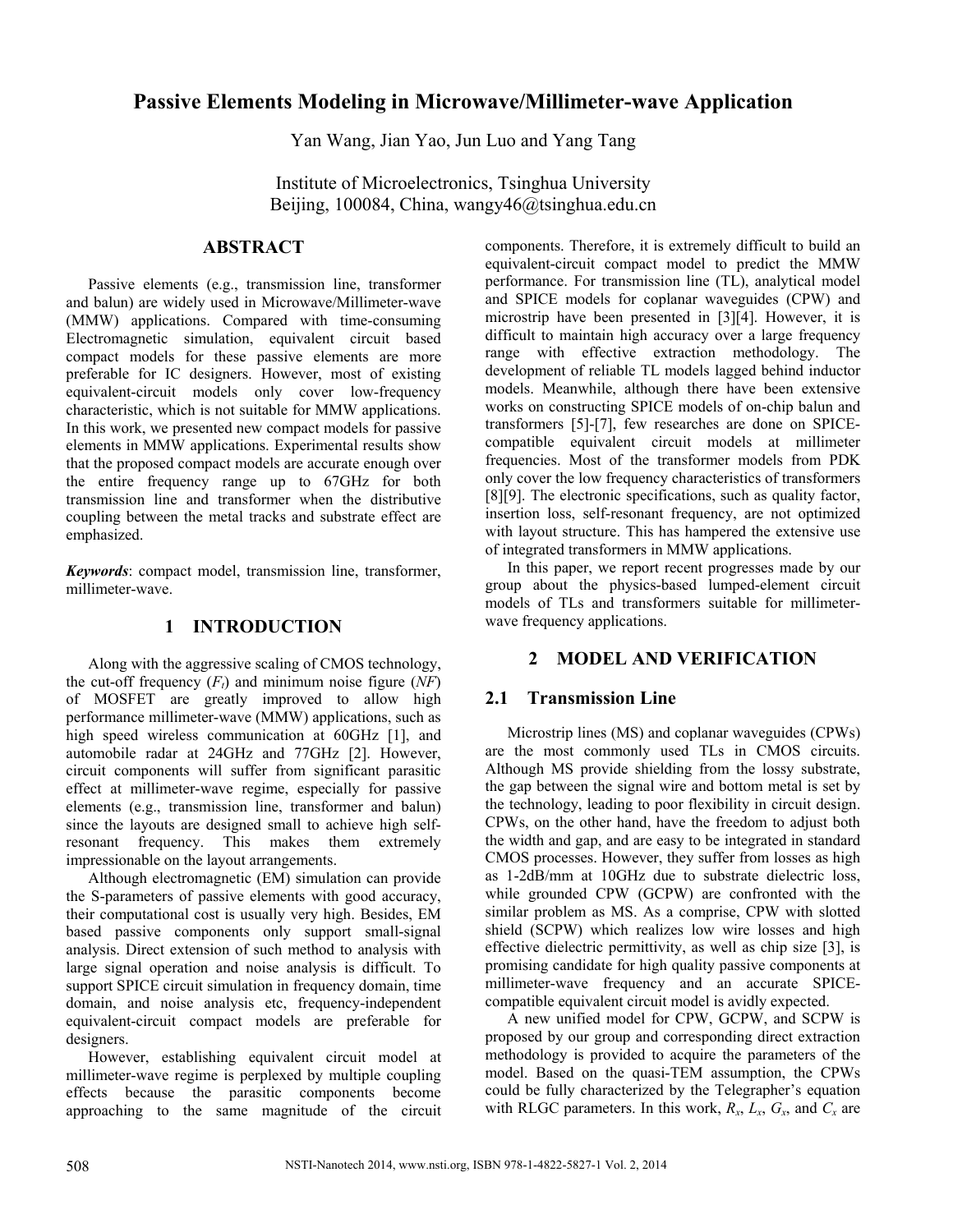# Passive Elements Modeling in Microwave/Millimeter-wave Application

Yan Wang, Jian Yao, Jun Luo and Yang Tang

Institute of Microelectronics, Tsinghua University
Beijing, 100084, China, wangy46@tsinghua.edu.cn

## ABSTRACT

Passive elements (e.g., transmission line, transformer and balun) are widely used in Microwave/Millimeter-wave (MMW) applications. Compared with time-consuming Electromagnetic simulation, equivalent circuit based compact models for these passive elements are more preferable for IC designers. However, most of existing equivalent-circuit models only cover low-frequency characteristic, which is not suitable for MMW applications. In this work, we presented new compact models for passive elements in MMW applications. Experimental results show that the proposed compact models are accurate enough over the entire frequency range up to 67GHz for both transmission line and transformer when the distributive coupling between the metal tracks and substrate effect are emphasized.

***Keywords***: compact model, transmission line, transformer, millimeter-wave.

## 1 INTRODUCTION

Along with the aggressive scaling of CMOS technology, the cut-off frequency ($F_t$) and minimum noise figure (*NF*) of MOSFET are greatly improved to allow high performance millimeter-wave (MMW) applications, such as high speed wireless communication at 60GHz [1], and automobile radar at 24GHz and 77GHz [2]. However, circuit components will suffer from significant parasitic effect at millimeter-wave regime, especially for passive elements (e.g., transmission line, transformer and balun) since the layouts are designed small to achieve high self-resonant frequency. This makes them extremely impressionable on the layout arrangements.

Although electromagnetic (EM) simulation can provide the S-parameters of passive elements with good accuracy, their computational cost is usually very high. Besides, EM based passive components only support small-signal analysis. Direct extension of such method to analysis with large signal operation and noise analysis is difficult. To support SPICE circuit simulation in frequency domain, time domain, and noise analysis etc, frequency-independent equivalent-circuit compact models are preferable for designers.

However, establishing equivalent circuit model at millimeter-wave regime is perplexed by multiple coupling effects because the parasitic components become approaching to the same magnitude of the circuit components. Therefore, it is extremely difficult to build an equivalent-circuit compact model to predict the MMW performance. For transmission line (TL), analytical model and SPICE models for coplanar waveguides (CPW) and microstrip have been presented in [3][4]. However, it is difficult to maintain high accuracy over a large frequency range with effective extraction methodology. The development of reliable TL models lagged behind inductor models. Meanwhile, although there have been extensive works on constructing SPICE models of on-chip balun and transformers [5]-[7], few researches are done on SPICE-compatible equivalent circuit models at millimeter frequencies. Most of the transformer models from PDK only cover the low frequency characteristics of transformers [8][9]. The electronic specifications, such as quality factor, insertion loss, self-resonant frequency, are not optimized with layout structure. This has hampered the extensive use of integrated transformers in MMW applications.

In this paper, we report recent progresses made by our group about the physics-based lumped-element circuit models of TLs and transformers suitable for millimeter-wave frequency applications.

## 2 MODEL AND VERIFICATION

### 2.1 Transmission Line

Microstrip lines (MS) and coplanar waveguides (CPWs) are the most commonly used TLs in CMOS circuits. Although MS provide shielding from the lossy substrate, the gap between the signal wire and bottom metal is set by the technology, leading to poor flexibility in circuit design. CPWs, on the other hand, have the freedom to adjust both the width and gap, and are easy to be integrated in standard CMOS processes. However, they suffer from losses as high as 1-2dB/mm at 10GHz due to substrate dielectric loss, while grounded CPW (GCPW) are confronted with the similar problem as MS. As a comprise, CPW with slotted shield (SCPW) which realizes low wire losses and high effective dielectric permittivity, as well as chip size [3], is promising candidate for high quality passive components at millimeter-wave frequency and an accurate SPICE-compatible equivalent circuit model is avidly expected.

A new unified model for CPW, GCPW, and SCPW is proposed by our group and corresponding direct extraction methodology is provided to acquire the parameters of the model. Based on the quasi-TEM assumption, the CPWs could be fully characterized by the Telegrapher's equation with RLGC parameters. In this work, $R_x$, $L_x$, $G_x$, and $C_x$ are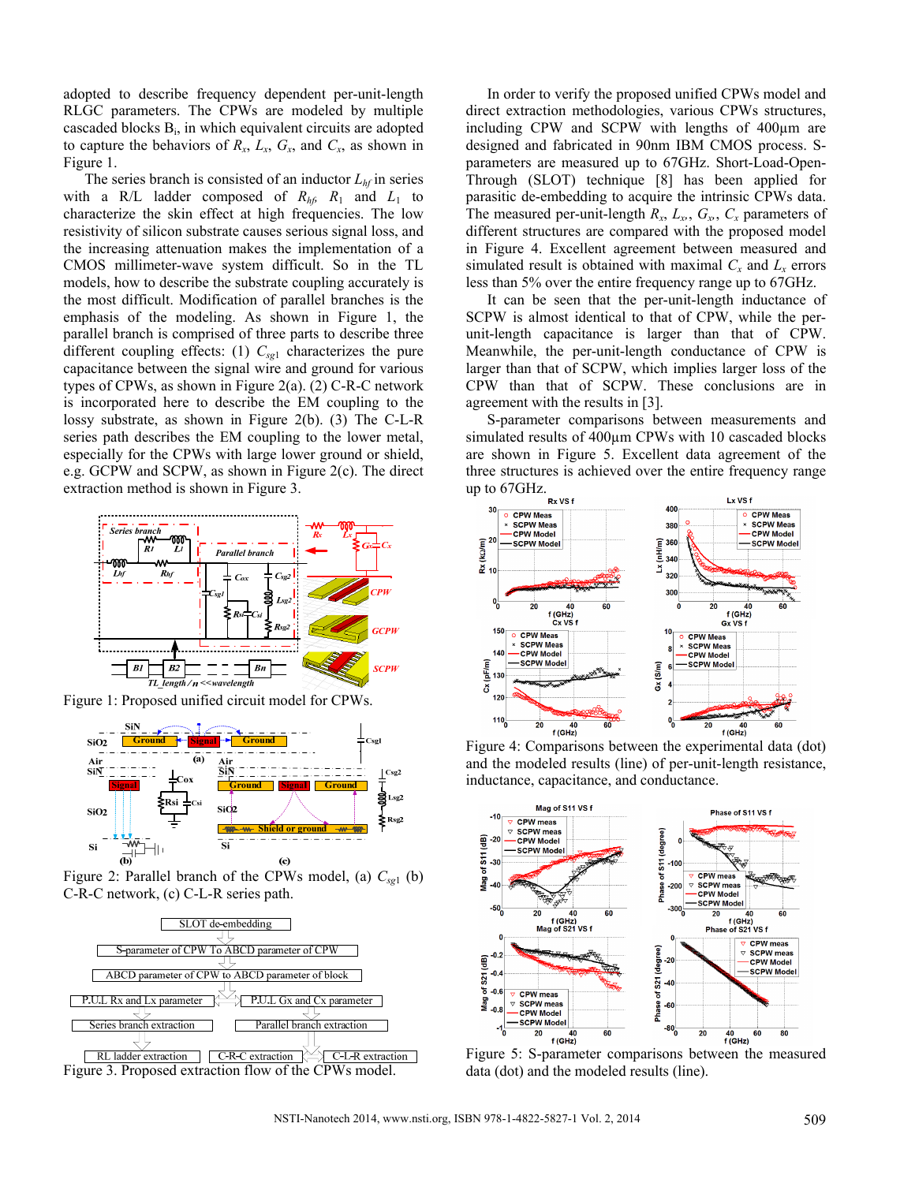adopted to describe frequency dependent per-unit-length RLGC parameters. The CPWs are modeled by multiple cascaded blocks $B_i$, in which equivalent circuits are adopted to capture the behaviors of $R_x$, $L_x$, $G_x$, and $C_x$, as shown in Figure 1.

The series branch is consisted of an inductor $L_{hf}$ in series with a R/L ladder composed of $R_{hf}$, $R_1$ and $L_1$ to characterize the skin effect at high frequencies. The low resistivity of silicon substrate causes serious signal loss, and the increasing attenuation makes the implementation of a CMOS millimeter-wave system difficult. So in the TL models, how to describe the substrate coupling accurately is the most difficult. Modification of parallel branches is the emphasis of the modeling. As shown in Figure 1, the parallel branch is comprised of three parts to describe three different coupling effects: (1) $C_{sg1}$ characterizes the pure capacitance between the signal wire and ground for various types of CPWs, as shown in Figure 2(a). (2) C-R-C network is incorporated here to describe the EM coupling to the lossy substrate, as shown in Figure 2(b). (3) The C-L-R series path describes the EM coupling to the lower metal, especially for the CPWs with large lower ground or shield, e.g. GCPW and SCPW, as shown in Figure 2(c). The direct extraction method is shown in Figure 3.

Figure 1: Proposed unified circuit model for CPWs.

Figure 2: Parallel branch of the CPWs model, (a) $C_{sg1}$ (b) C-R-C network, (c) C-L-R series path.

Figure 3. Proposed extraction flow of the CPWs model.

In order to verify the proposed unified CPWs model and direct extraction methodologies, various CPWs structures, including CPW and SCPW with lengths of 400μm are designed and fabricated in 90nm IBM CMOS process. S-parameters are measured up to 67GHz. Short-Load-Open-Through (SLOT) technique [8] has been applied for parasitic de-embedding to acquire the intrinsic CPWs data. The measured per-unit-length $R_x$, $L_x$, $G_x$, $C_x$ parameters of different structures are compared with the proposed model in Figure 4. Excellent agreement between measured and simulated result is obtained with maximal $C_x$ and $L_x$ errors less than 5% over the entire frequency range up to 67GHz.

It can be seen that the per-unit-length inductance of SCPW is almost identical to that of CPW, while the per-unit-length capacitance is larger than that of CPW. Meanwhile, the per-unit-length conductance of CPW is larger than that of SCPW, which implies larger loss of the CPW than that of SCPW. These conclusions are in agreement with the results in [3].

S-parameter comparisons between measurements and simulated results of 400μm CPWs with 10 cascaded blocks are shown in Figure 5. Excellent data agreement of the three structures is achieved over the entire frequency range up to 67GHz.

Figure 4: Comparisons between the experimental data (dot) and the modeled results (line) of per-unit-length resistance, inductance, capacitance, and conductance.

Figure 5: S-parameter comparisons between the measured data (dot) and the modeled results (line).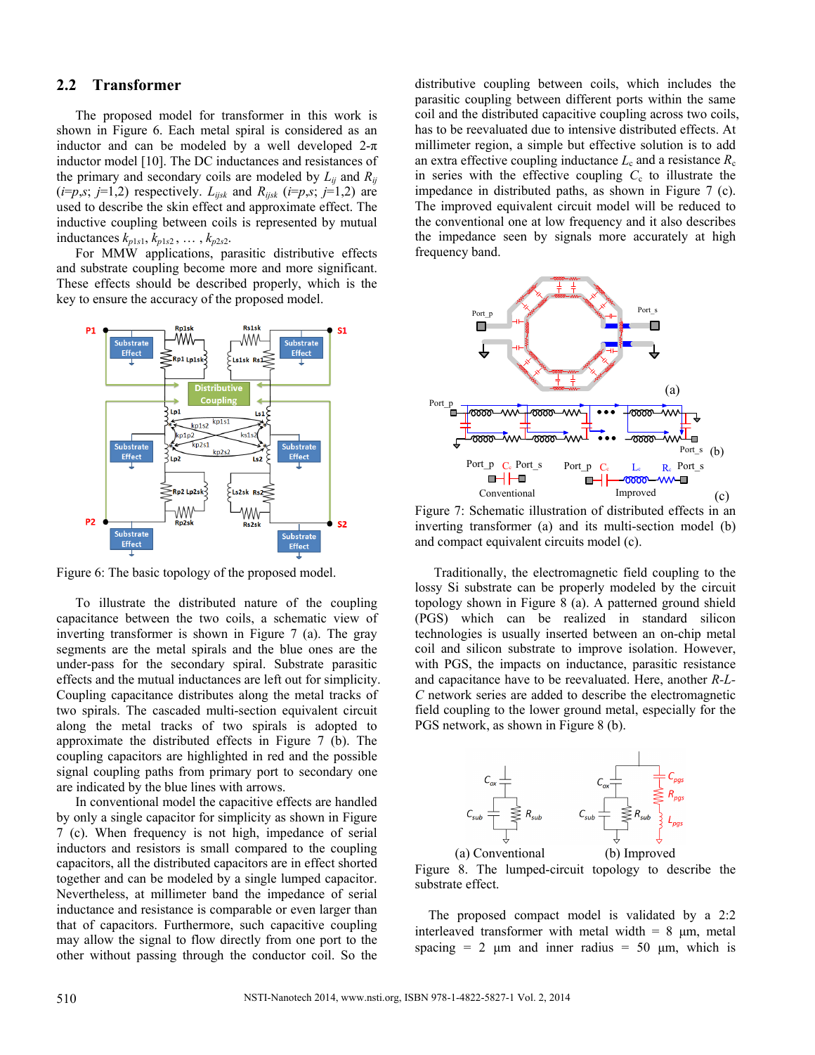## 2.2 Transformer

The proposed model for transformer in this work is shown in Figure 6. Each metal spiral is considered as an inductor and can be modeled by a well developed 2-$\pi$ inductor model [10]. The DC inductances and resistances of the primary and secondary coils are modeled by $L_{ij}$ and $R_{ij}$ ($i$=$p$,$s$; $j$=1,2) respectively. $L_{ijsk}$ and $R_{ijsk}$ ($i$=$p$,$s$; $j$=1,2) are used to describe the skin effect and approximate effect. The inductive coupling between coils is represented by mutual inductances $k_{p1s1}$, $k_{p1s2}$, … , $k_{p2s2}$.

For MMW applications, parasitic distributive effects and substrate coupling become more and more significant. These effects should be described properly, which is the key to ensure the accuracy of the proposed model.

Figure 6: The basic topology of the proposed model.

To illustrate the distributed nature of the coupling capacitance between the two coils, a schematic view of inverting transformer is shown in Figure 7 (a). The gray segments are the metal spirals and the blue ones are the under-pass for the secondary spiral. Substrate parasitic effects and the mutual inductances are left out for simplicity. Coupling capacitance distributes along the metal tracks of two spirals. The cascaded multi-section equivalent circuit along the metal tracks of two spirals is adopted to approximate the distributed effects in Figure 7 (b). The coupling capacitors are highlighted in red and the possible signal coupling paths from primary port to secondary one are indicated by the blue lines with arrows.

In conventional model the capacitive effects are handled by only a single capacitor for simplicity as shown in Figure 7 (c). When frequency is not high, impedance of serial inductors and resistors is small compared to the coupling capacitors, all the distributed capacitors are in effect shorted together and can be modeled by a single lumped capacitor. Nevertheless, at millimeter band the impedance of serial inductance and resistance is comparable or even larger than that of capacitors. Furthermore, such capacitive coupling may allow the signal to flow directly from one port to the other without passing through the conductor coil. So the distributive coupling between coils, which includes the parasitic coupling between different ports within the same coil and the distributed capacitive coupling across two coils, has to be reevaluated due to intensive distributed effects. At millimeter region, a simple but effective solution is to add an extra effective coupling inductance $L_c$ and a resistance $R_c$ in series with the effective coupling $C_c$ to illustrate the impedance in distributed paths, as shown in Figure 7 (c). The improved equivalent circuit model will be reduced to the conventional one at low frequency and it also describes the impedance seen by signals more accurately at high frequency band.

Figure 7: Schematic illustration of distributed effects in an inverting transformer (a) and its multi-section model (b) and compact equivalent circuits model (c).

Traditionally, the electromagnetic field coupling to the lossy Si substrate can be properly modeled by the circuit topology shown in Figure 8 (a). A patterned ground shield (PGS) which can be realized in standard silicon technologies is usually inserted between an on-chip metal coil and silicon substrate to improve isolation. However, with PGS, the impacts on inductance, parasitic resistance and capacitance have to be reevaluated. Here, another *R-L-C* network series are added to describe the electromagnetic field coupling to the lower ground metal, especially for the PGS network, as shown in Figure 8 (b).

Figure 8. The lumped-circuit topology to describe the substrate effect.

The proposed compact model is validated by a 2:2 interleaved transformer with metal width = 8 μm, metal spacing = 2 μm and inner radius = 50 μm, which is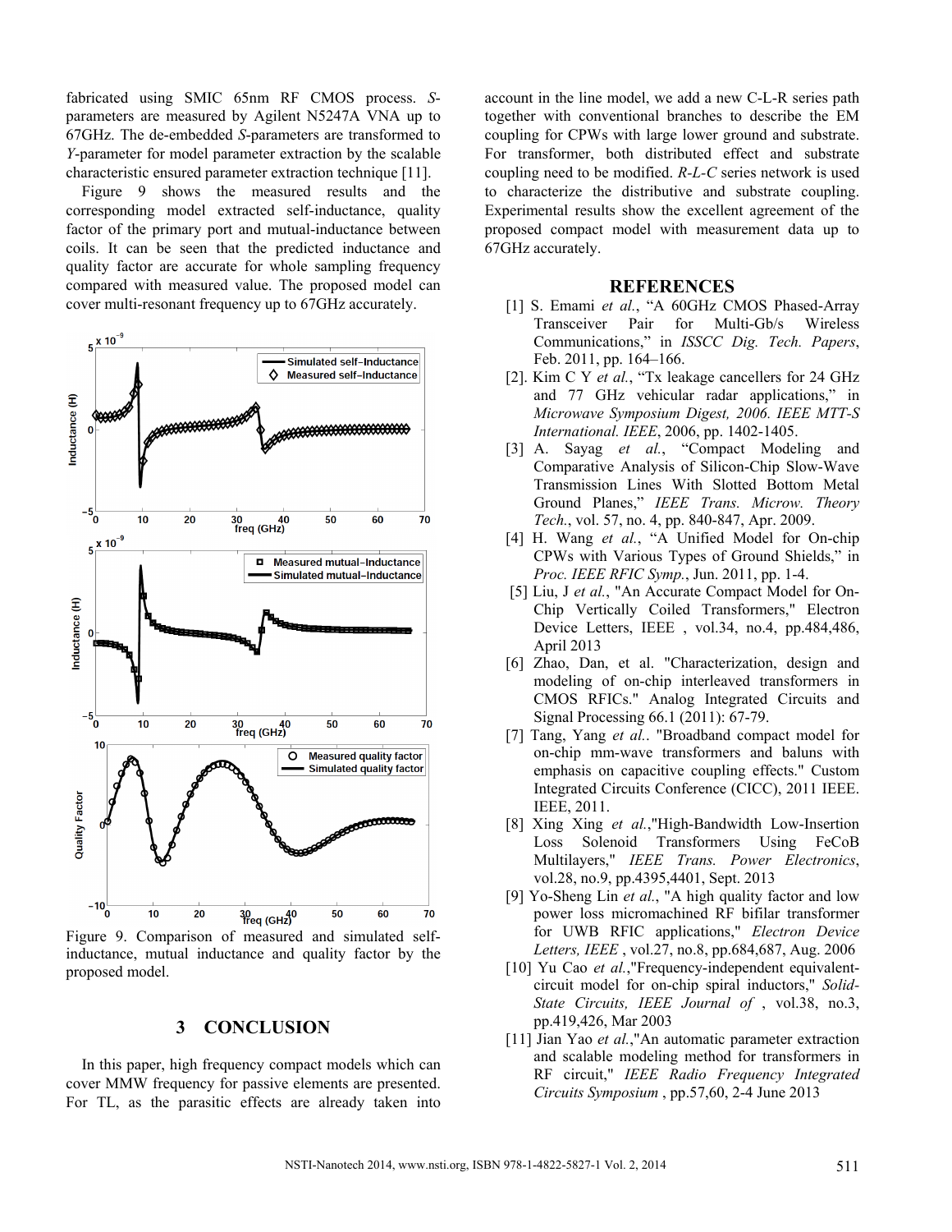fabricated using SMIC 65nm RF CMOS process. *S*-parameters are measured by Agilent N5247A VNA up to 67GHz. The de-embedded *S*-parameters are transformed to *Y*-parameter for model parameter extraction by the scalable characteristic ensured parameter extraction technique [11].

Figure 9 shows the measured results and the corresponding model extracted self-inductance, quality factor of the primary port and mutual-inductance between coils. It can be seen that the predicted inductance and quality factor are accurate for whole sampling frequency compared with measured value. The proposed model can cover multi-resonant frequency up to 67GHz accurately.

x $10^{-9}$
Simulated self-Inductance
Measured self-Inductance
Inductance (H)
freq (GHz)

x $10^{-9}$
Measured mutual-Inductance
Simulated mutual-Inductance
Inductance (H)
freq (GHz)

Measured quality factor
Simulated quality factor
Quality Factor
freq (GHz)

Figure 9. Comparison of measured and simulated self-inductance, mutual inductance and quality factor by the proposed model.

## 3 CONCLUSION

In this paper, high frequency compact models which can cover MMW frequency for passive elements are presented. For TL, as the parasitic effects are already taken into account in the line model, we add a new C-L-R series path together with conventional branches to describe the EM coupling for CPWs with large lower ground and substrate. For transformer, both distributed effect and substrate coupling need to be modified. *R-L-C* series network is used to characterize the distributive and substrate coupling. Experimental results show the excellent agreement of the proposed compact model with measurement data up to 67GHz accurately.

## REFERENCES

[1] S. Emami *et al.*, "A 60GHz CMOS Phased-Array Transceiver Pair for Multi-Gb/s Wireless Communications," in *ISSCC Dig. Tech. Papers*, Feb. 2011, pp. 164–166.

[2]. Kim C Y *et al.*, "Tx leakage cancellers for 24 GHz and 77 GHz vehicular radar applications," in *Microwave Symposium Digest, 2006. IEEE MTT-S International. IEEE*, 2006, pp. 1402-1405.

[3] A. Sayag *et al.*, "Compact Modeling and Comparative Analysis of Silicon-Chip Slow-Wave Transmission Lines With Slotted Bottom Metal Ground Planes," *IEEE Trans. Microw. Theory Tech.*, vol. 57, no. 4, pp. 840-847, Apr. 2009.

[4] H. Wang *et al.*, "A Unified Model for On-chip CPWs with Various Types of Ground Shields," in *Proc. IEEE RFIC Symp.*, Jun. 2011, pp. 1-4.

[5] Liu, J *et al.*, "An Accurate Compact Model for On-Chip Vertically Coiled Transformers," Electron Device Letters, IEEE , vol.34, no.4, pp.484,486, April 2013

[6] Zhao, Dan, et al. "Characterization, design and modeling of on-chip interleaved transformers in CMOS RFICs." Analog Integrated Circuits and Signal Processing 66.1 (2011): 67-79.

[7] Tang, Yang *et al.*. "Broadband compact model for on-chip mm-wave transformers and baluns with emphasis on capacitive coupling effects." Custom Integrated Circuits Conference (CICC), 2011 IEEE. IEEE, 2011.

[8] Xing Xing *et al.*,"High-Bandwidth Low-Insertion Loss Solenoid Transformers Using FeCoB Multilayers," *IEEE Trans. Power Electronics*, vol.28, no.9, pp.4395,4401, Sept. 2013

[9] Yo-Sheng Lin *et al.*, "A high quality factor and low power loss micromachined RF bifilar transformer for UWB RFIC applications," *Electron Device Letters, IEEE* , vol.27, no.8, pp.684,687, Aug. 2006

[10] Yu Cao *et al.*,"Frequency-independent equivalent-circuit model for on-chip spiral inductors," *Solid-State Circuits, IEEE Journal of* , vol.38, no.3, pp.419,426, Mar 2003

[11] Jian Yao *et al.*,"An automatic parameter extraction and scalable modeling method for transformers in RF circuit," *IEEE Radio Frequency Integrated Circuits Symposium* , pp.57,60, 2-4 June 2013